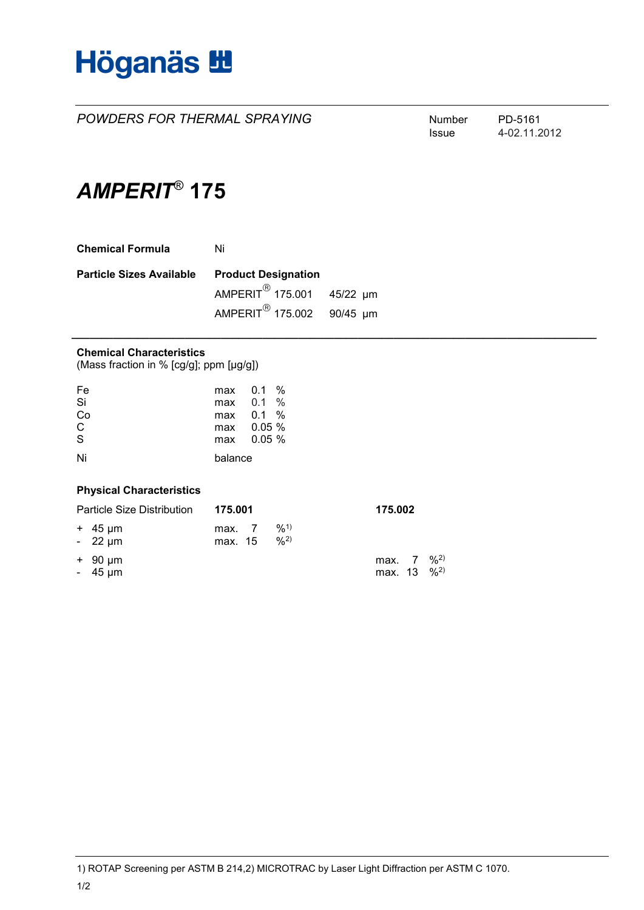Höganäs

*POWDERS FOR THERMAL SPRAYING*

Number PD-5161
Issue 4-02.11.2012

# *AMPERIT*® 175

| | | |
|---|---|---|
| **Chemical Formula** | Ni | |
| **Particle Sizes Available** | **Product Designation** | |
| | AMPERIT® 175.001 | 45/22 µm |
| | AMPERIT® 175.002 | 90/45 µm |

---

### Chemical Characteristics

(Mass fraction in % [cg/g]; ppm [µg/g])

| | |
|---|---|
| Fe | max 0.1 % |
| Si | max 0.1 % |
| Co | max 0.1 % |
| C | max 0.05 % |
| S | max 0.05 % |
| Ni | balance |

### Physical Characteristics

| Particle Size Distribution | **175.001** | **175.002** |
|---|---|---|
| + 45 µm | max. 7 %[1)] | |
| - 22 µm | max. 15 %[2)] | |
| + 90 µm | | max. 7 %[2)] |
| - 45 µm | | max. 13 %[2)] |

1) ROTAP Screening per ASTM B 214,2) MICROTRAC by Laser Light Diffraction per ASTM C 1070.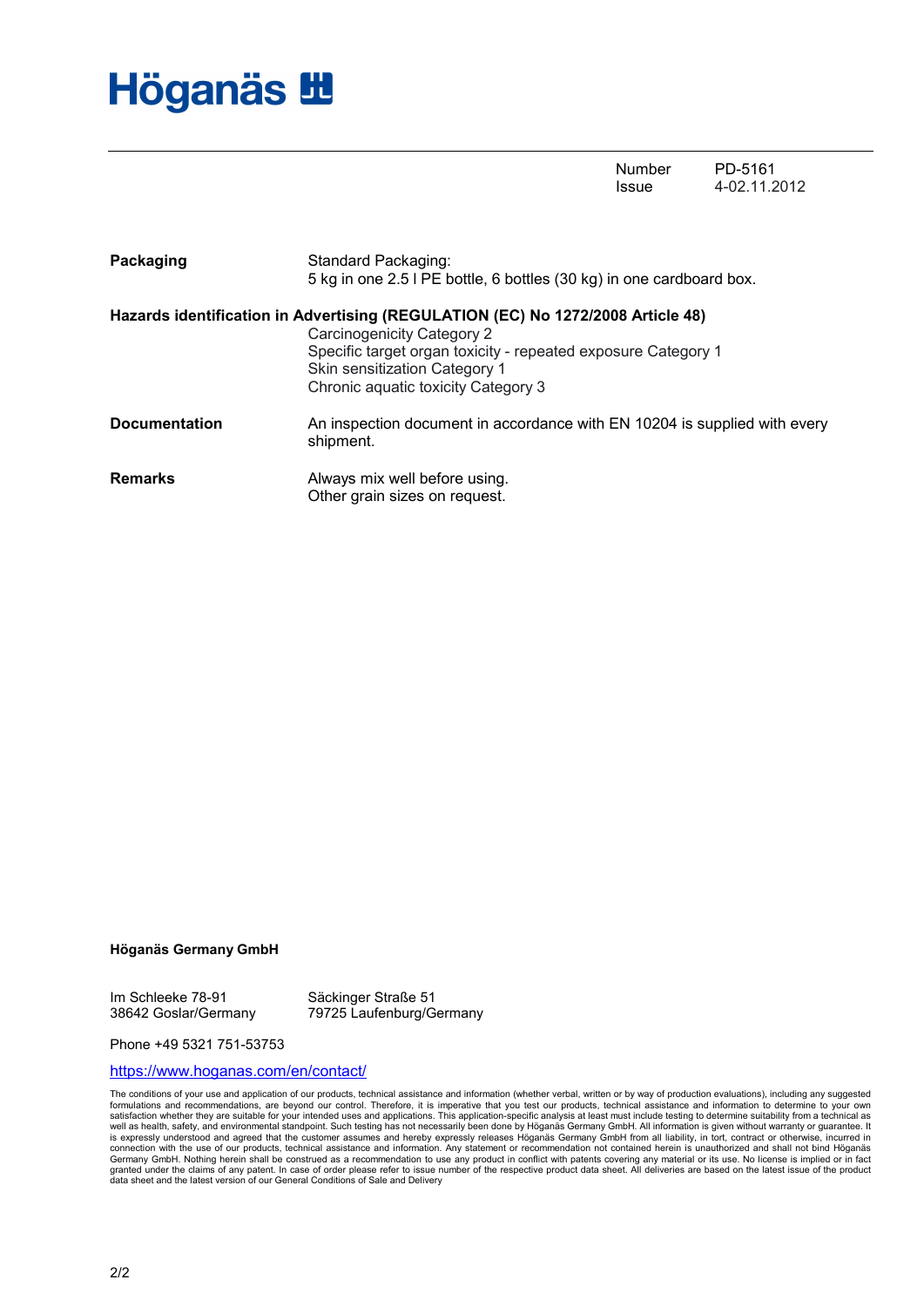| | |
|---|---|
| Number | PD-5161 |
| Issue | 4-02.11.2012 |

**Packaging**

Standard Packaging:
5 kg in one 2.5 l PE bottle, 6 bottles (30 kg) in one cardboard box.

**Hazards identification in Advertising (REGULATION (EC) No 1272/2008 Article 48)**

Carcinogenicity Category 2
Specific target organ toxicity - repeated exposure Category 1
Skin sensitization Category 1
Chronic aquatic toxicity Category 3

**Documentation**

An inspection document in accordance with EN 10204 is supplied with every shipment.

**Remarks**

Always mix well before using.
Other grain sizes on request.

**Höganäs Germany GmbH**

Im Schleeke 78-91
38642 Goslar/Germany

Säckinger Straße 51
79725 Laufenburg/Germany

Phone +49 5321 751-53753

https://www.hoganas.com/en/contact/

The conditions of your use and application of our products, technical assistance and information (whether verbal, written or by way of production evaluations), including any suggested formulations and recommendations, are beyond our control. Therefore, it is imperative that you test our products, technical assistance and information to determine to your own satisfaction whether they are suitable for your intended uses and applications. This application-specific analysis at least must include testing to determine suitability from a technical as well as health, safety, and environmental standpoint. Such testing has not necessarily been done by Höganäs Germany GmbH. All information is given without warranty or guarantee. It is expressly understood and agreed that the customer assumes and hereby expressly releases Höganäs Germany GmbH from all liability, in tort, contract or otherwise, incurred in connection with the use of our products, technical assistance and information. Any statement or recommendation not contained herein is unauthorized and shall not bind Höganäs Germany GmbH. Nothing herein shall be construed as a recommendation to use any product in conflict with patents covering any material or its use. No license is implied or in fact granted under the claims of any patent. In case of order please refer to issue number of the respective product data sheet. All deliveries are based on the latest issue of the product data sheet and the latest version of our General Conditions of Sale and Delivery